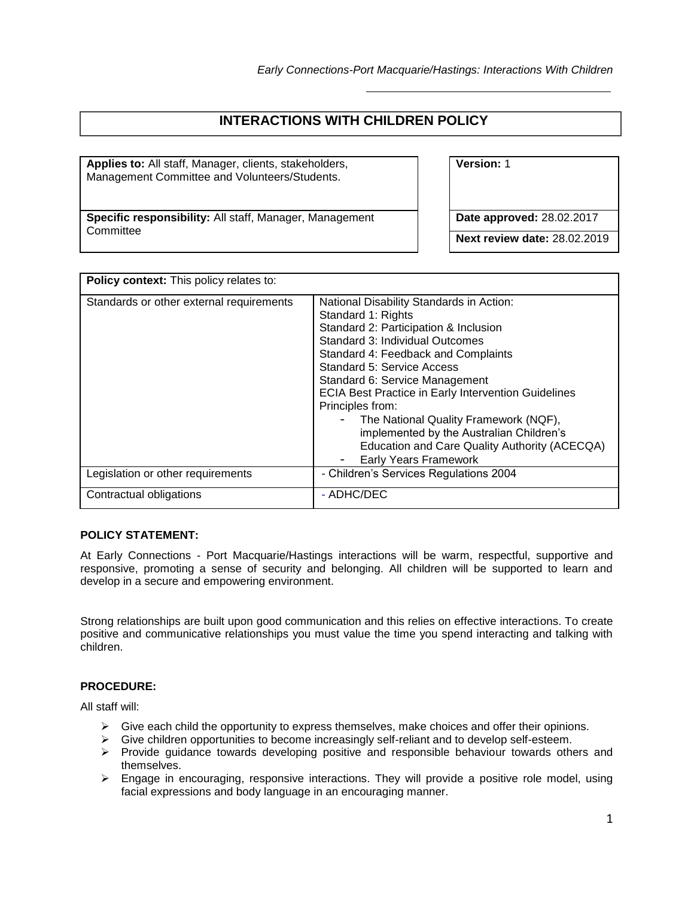# INTERACTIONS WITH CHILDREN POLICY

| **Applies to:** All staff, Manager, clients, stakeholders, Management Committee and Volunteers/Students. | **Version:** 1 |
|---|---|
| **Specific responsibility:** All staff, Manager, Management Committee | **Date approved:** 28.02.2017<br>**Next review date:** 28.02.2019 |

| **Policy context:** This policy relates to: | |
|---|---|
| Standards or other external requirements | National Disability Standards in Action:<br>Standard 1: Rights<br>Standard 2: Participation & Inclusion<br>Standard 3: Individual Outcomes<br>Standard 4: Feedback and Complaints<br>Standard 5: Service Access<br>Standard 6: Service Management<br>ECIA Best Practice in Early Intervention Guidelines<br>Principles from:<br>- The National Quality Framework (NQF), implemented by the Australian Children's Education and Care Quality Authority (ACECQA)<br>- Early Years Framework |
| Legislation or other requirements | - Children's Services Regulations 2004 |
| Contractual obligations | - ADHC/DEC |

**POLICY STATEMENT:**

At Early Connections - Port Macquarie/Hastings interactions will be warm, respectful, supportive and responsive, promoting a sense of security and belonging. All children will be supported to learn and develop in a secure and empowering environment.

Strong relationships are built upon good communication and this relies on effective interactions. To create positive and communicative relationships you must value the time you spend interacting and talking with children.

**PROCEDURE:**

All staff will:

- Give each child the opportunity to express themselves, make choices and offer their opinions.
- Give children opportunities to become increasingly self-reliant and to develop self-esteem.
- Provide guidance towards developing positive and responsible behaviour towards others and themselves.
- Engage in encouraging, responsive interactions. They will provide a positive role model, using facial expressions and body language in an encouraging manner.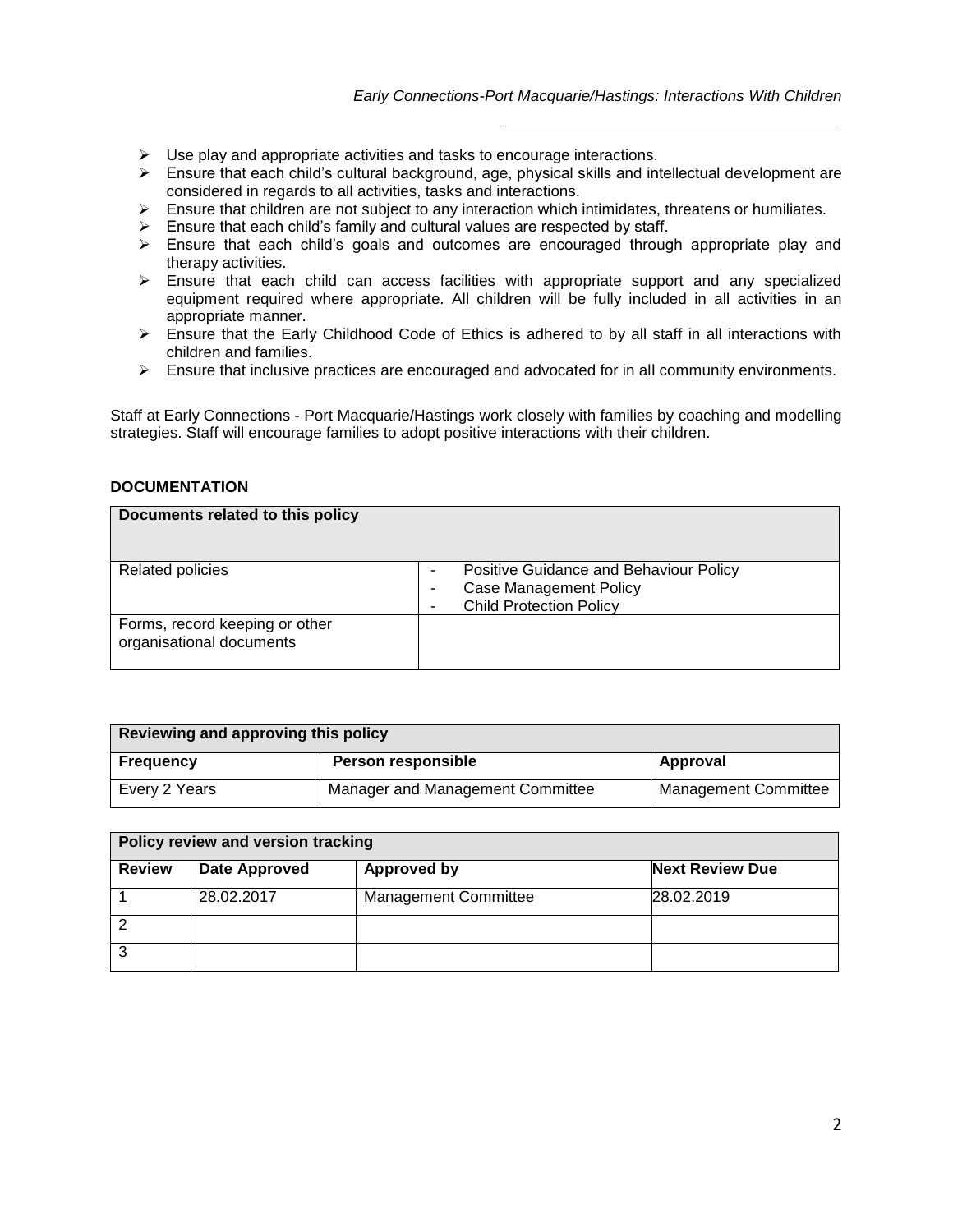- Use play and appropriate activities and tasks to encourage interactions.
- Ensure that each child's cultural background, age, physical skills and intellectual development are considered in regards to all activities, tasks and interactions.
- Ensure that children are not subject to any interaction which intimidates, threatens or humiliates.
- Ensure that each child's family and cultural values are respected by staff.
- Ensure that each child's goals and outcomes are encouraged through appropriate play and therapy activities.
- Ensure that each child can access facilities with appropriate support and any specialized equipment required where appropriate. All children will be fully included in all activities in an appropriate manner.
- Ensure that the Early Childhood Code of Ethics is adhered to by all staff in all interactions with children and families.
- Ensure that inclusive practices are encouraged and advocated for in all community environments.

Staff at Early Connections - Port Macquarie/Hastings work closely with families by coaching and modelling strategies. Staff will encourage families to adopt positive interactions with their children.

**DOCUMENTATION**

| **Documents related to this policy** | |
|---|---|
| Related policies | - Positive Guidance and Behaviour Policy<br>- Case Management Policy<br>- Child Protection Policy |
| Forms, record keeping or other organisational documents | |

| **Reviewing and approving this policy** | | |
|---|---|---|
| **Frequency** | **Person responsible** | **Approval** |
| Every 2 Years | Manager and Management Committee | Management Committee |

| **Policy review and version tracking** | | | |
|---|---|---|---|
| **Review** | **Date Approved** | **Approved by** | **Next Review Due** |
| 1 | 28.02.2017 | Management Committee | 28.02.2019 |
| 2 | | | |
| 3 | | | |